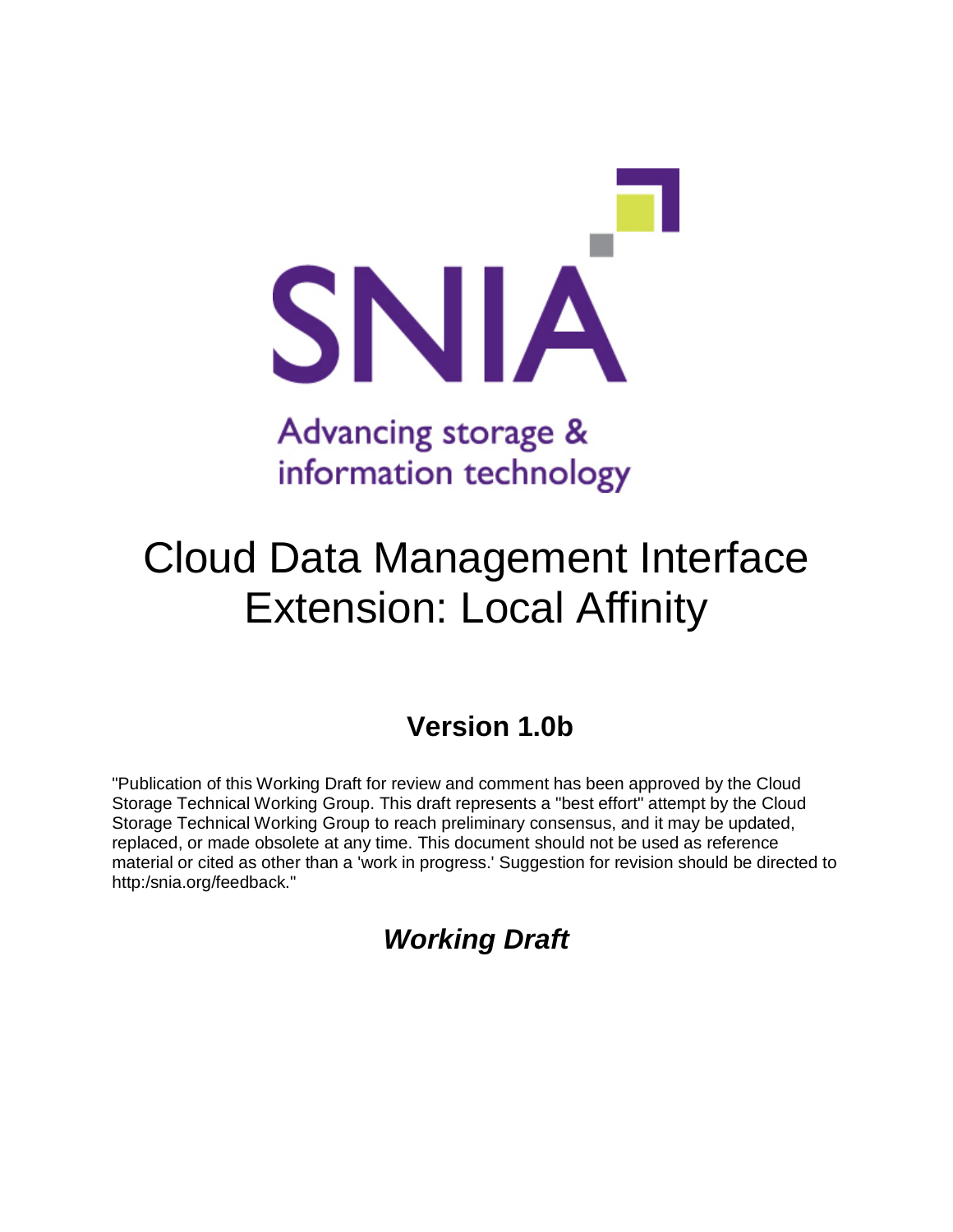# Cloud Data Management Interface Extension: Local Affinity

## Version 1.0b

"Publication of this Working Draft for review and comment has been approved by the Cloud Storage Technical Working Group. This draft represents a "best effort" attempt by the Cloud Storage Technical Working Group to reach preliminary consensus, and it may be updated, replaced, or made obsolete at any time. This document should not be used as reference material or cited as other than a 'work in progress.' Suggestion for revision should be directed to http:/snia.org/feedback."

## *Working Draft*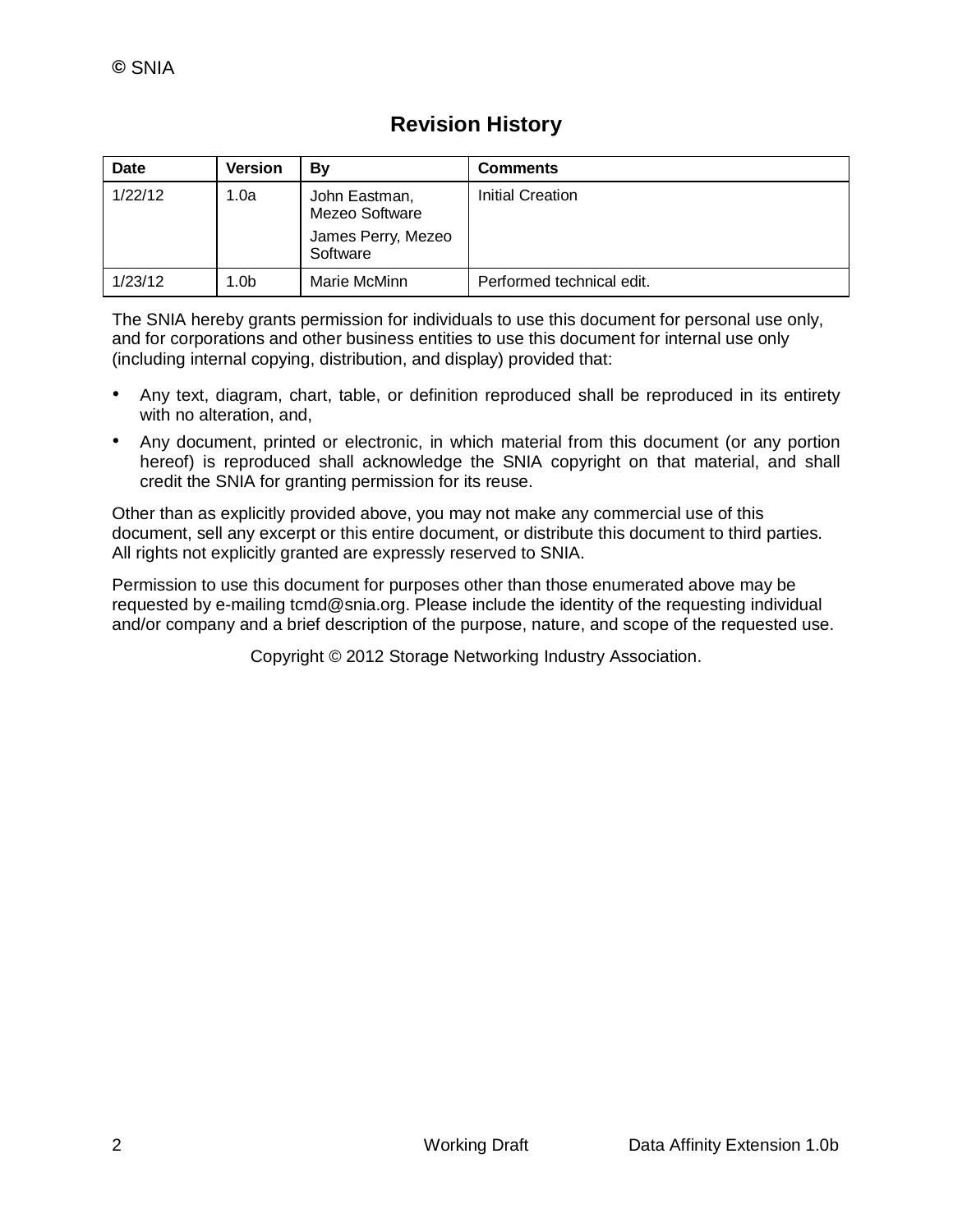## Revision History

| Date | Version | By | Comments |
| --- | --- | --- | --- |
| 1/22/12 | 1.0a | John Eastman, Mezeo Software<br>James Perry, Mezeo Software | Initial Creation |
| 1/23/12 | 1.0b | Marie McMinn | Performed technical edit. |

The SNIA hereby grants permission for individuals to use this document for personal use only, and for corporations and other business entities to use this document for internal use only (including internal copying, distribution, and display) provided that:

- Any text, diagram, chart, table, or definition reproduced shall be reproduced in its entirety with no alteration, and,
- Any document, printed or electronic, in which material from this document (or any portion hereof) is reproduced shall acknowledge the SNIA copyright on that material, and shall credit the SNIA for granting permission for its reuse.

Other than as explicitly provided above, you may not make any commercial use of this document, sell any excerpt or this entire document, or distribute this document to third parties. All rights not explicitly granted are expressly reserved to SNIA.

Permission to use this document for purposes other than those enumerated above may be requested by e-mailing tcmd@snia.org. Please include the identity of the requesting individual and/or company and a brief description of the purpose, nature, and scope of the requested use.

Copyright © 2012 Storage Networking Industry Association.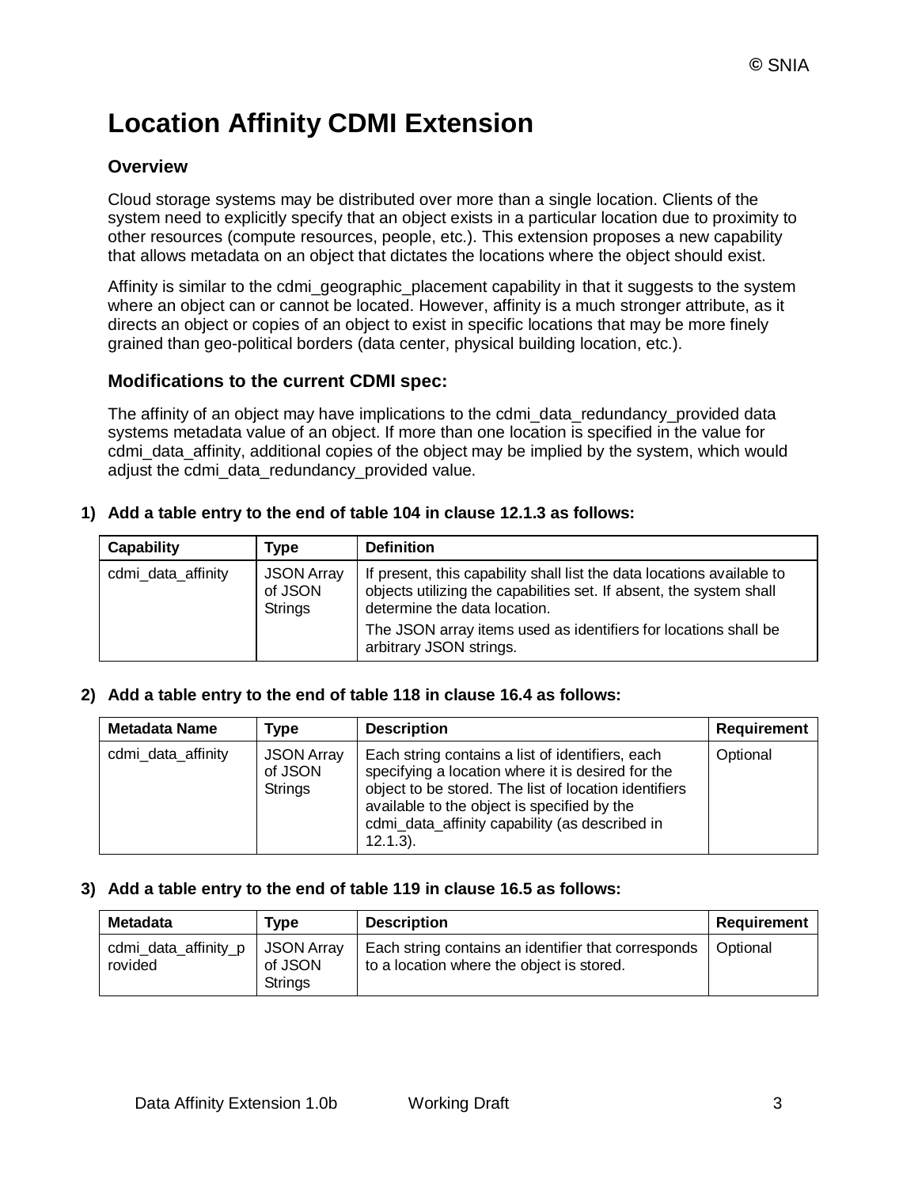# Location Affinity CDMI Extension

## Overview

Cloud storage systems may be distributed over more than a single location. Clients of the system need to explicitly specify that an object exists in a particular location due to proximity to other resources (compute resources, people, etc.). This extension proposes a new capability that allows metadata on an object that dictates the locations where the object should exist.

Affinity is similar to the cdmi_geographic_placement capability in that it suggests to the system where an object can or cannot be located. However, affinity is a much stronger attribute, as it directs an object or copies of an object to exist in specific locations that may be more finely grained than geo-political borders (data center, physical building location, etc.).

## Modifications to the current CDMI spec:

The affinity of an object may have implications to the cdmi_data_redundancy_provided data systems metadata value of an object. If more than one location is specified in the value for cdmi_data_affinity, additional copies of the object may be implied by the system, which would adjust the cdmi_data_redundancy_provided value.

**1) Add a table entry to the end of table 104 in clause 12.1.3 as follows:**

| Capability | Type | Definition |
|---|---|---|
| cdmi_data_affinity | JSON Array of JSON Strings | If present, this capability shall list the data locations available to objects utilizing the capabilities set. If absent, the system shall determine the data location.<br>The JSON array items used as identifiers for locations shall be arbitrary JSON strings. |

**2) Add a table entry to the end of table 118 in clause 16.4 as follows:**

| Metadata Name | Type | Description | Requirement |
|---|---|---|---|
| cdmi_data_affinity | JSON Array of JSON Strings | Each string contains a list of identifiers, each specifying a location where it is desired for the object to be stored. The list of location identifiers available to the object is specified by the cdmi_data_affinity capability (as described in 12.1.3). | Optional |

**3) Add a table entry to the end of table 119 in clause 16.5 as follows:**

| Metadata | Type | Description | Requirement |
|---|---|---|---|
| cdmi_data_affinity_provided | JSON Array of JSON Strings | Each string contains an identifier that corresponds to a location where the object is stored. | Optional |